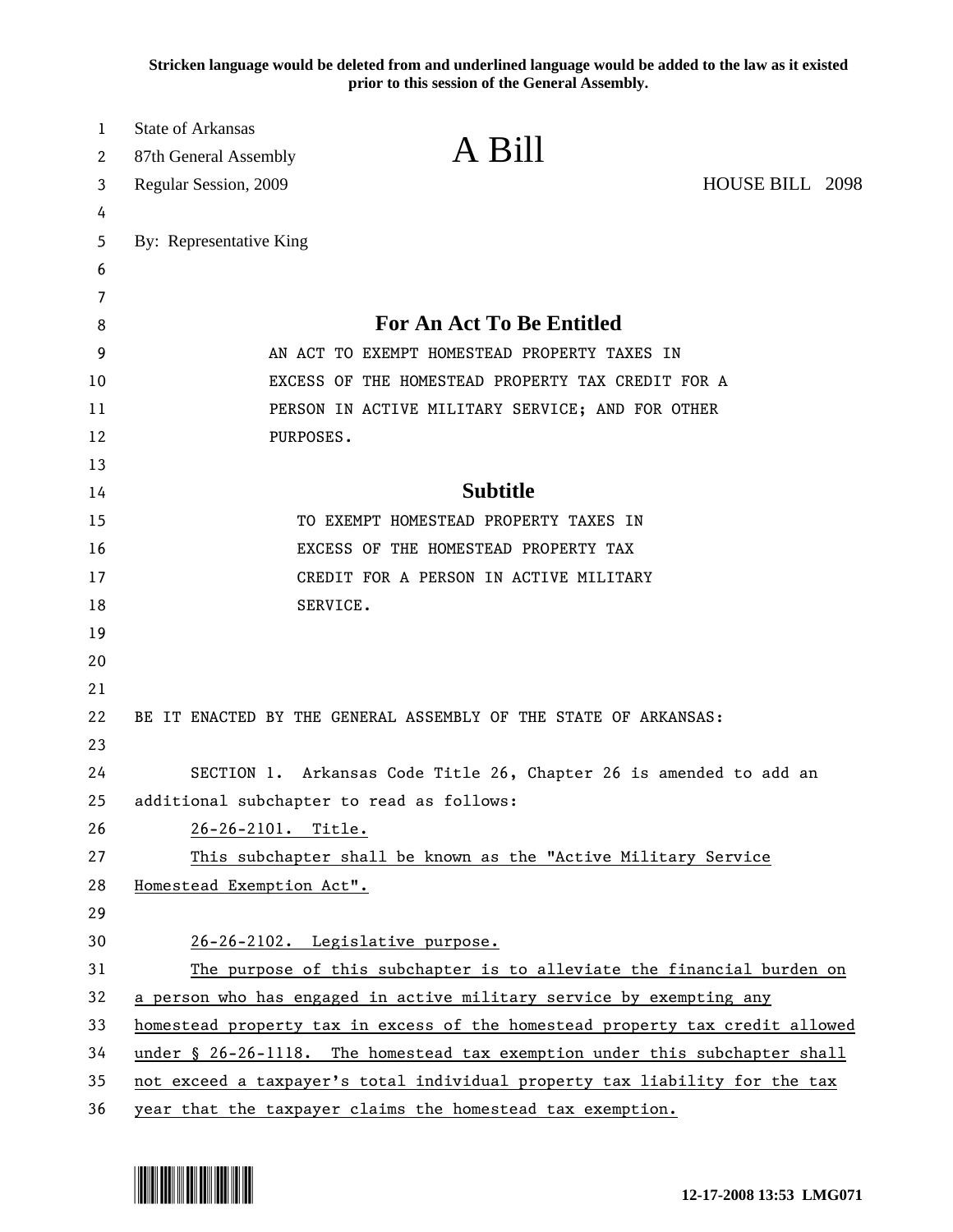Stricken language would be deleted from and underlined language would be added to the law as it existed prior to this session of the General Assembly.

State of Arkansas
87th General Assembly
Regular Session, 2009

# A Bill

HOUSE BILL 2098

By: Representative King

## For An Act To Be Entitled

AN ACT TO EXEMPT HOMESTEAD PROPERTY TAXES IN EXCESS OF THE HOMESTEAD PROPERTY TAX CREDIT FOR A PERSON IN ACTIVE MILITARY SERVICE; AND FOR OTHER PURPOSES.

## Subtitle

TO EXEMPT HOMESTEAD PROPERTY TAXES IN EXCESS OF THE HOMESTEAD PROPERTY TAX CREDIT FOR A PERSON IN ACTIVE MILITARY SERVICE.

BE IT ENACTED BY THE GENERAL ASSEMBLY OF THE STATE OF ARKANSAS:

SECTION 1. Arkansas Code Title 26, Chapter 26 is amended to add an additional subchapter to read as follows:

26-26-2101. Title.

This subchapter shall be known as the "Active Military Service Homestead Exemption Act".

26-26-2102. Legislative purpose.

The purpose of this subchapter is to alleviate the financial burden on a person who has engaged in active military service by exempting any homestead property tax in excess of the homestead property tax credit allowed under § 26-26-1118. The homestead tax exemption under this subchapter shall not exceed a taxpayer's total individual property tax liability for the tax year that the taxpayer claims the homestead tax exemption.

12-17-2008 13:53 LMG071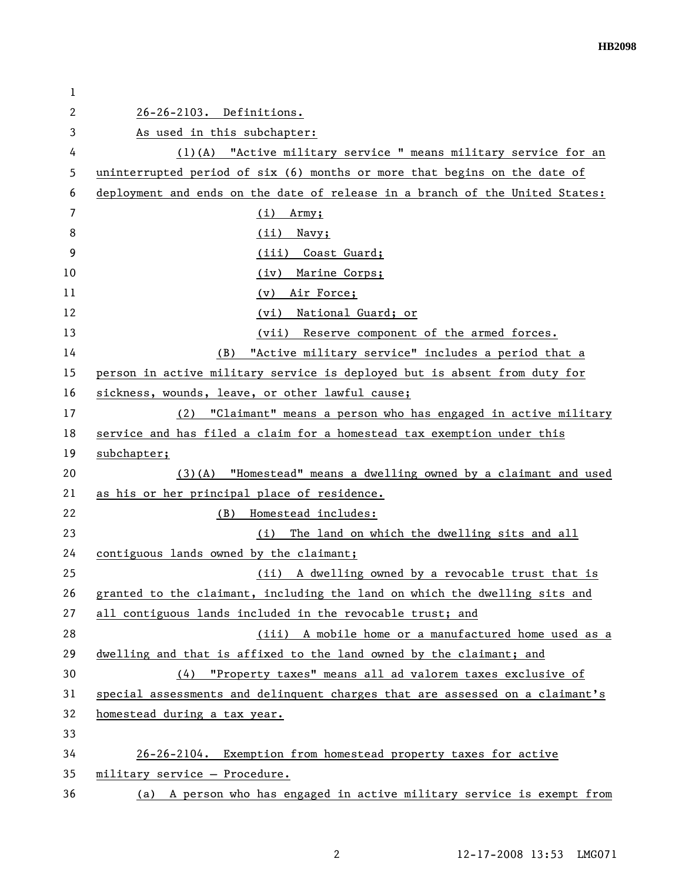26-26-2103. Definitions.

As used in this subchapter:

(1)(A) "Active military service " means military service for an uninterrupted period of six (6) months or more that begins on the date of deployment and ends on the date of release in a branch of the United States:

(i) Army;

(ii) Navy;

(iii) Coast Guard;

(iv) Marine Corps;

(v) Air Force;

(vi) National Guard; or

(vii) Reserve component of the armed forces.

(B) "Active military service" includes a period that a person in active military service is deployed but is absent from duty for sickness, wounds, leave, or other lawful cause;

(2) "Claimant" means a person who has engaged in active military service and has filed a claim for a homestead tax exemption under this subchapter;

(3)(A) "Homestead" means a dwelling owned by a claimant and used as his or her principal place of residence.

(B) Homestead includes:

(i) The land on which the dwelling sits and all contiguous lands owned by the claimant;

(ii) A dwelling owned by a revocable trust that is granted to the claimant, including the land on which the dwelling sits and all contiguous lands included in the revocable trust; and

(iii) A mobile home or a manufactured home used as a dwelling and that is affixed to the land owned by the claimant; and

(4) "Property taxes" means all ad valorem taxes exclusive of special assessments and delinquent charges that are assessed on a claimant's homestead during a tax year.

26-26-2104. Exemption from homestead property taxes for active military service – Procedure.

(a) A person who has engaged in active military service is exempt from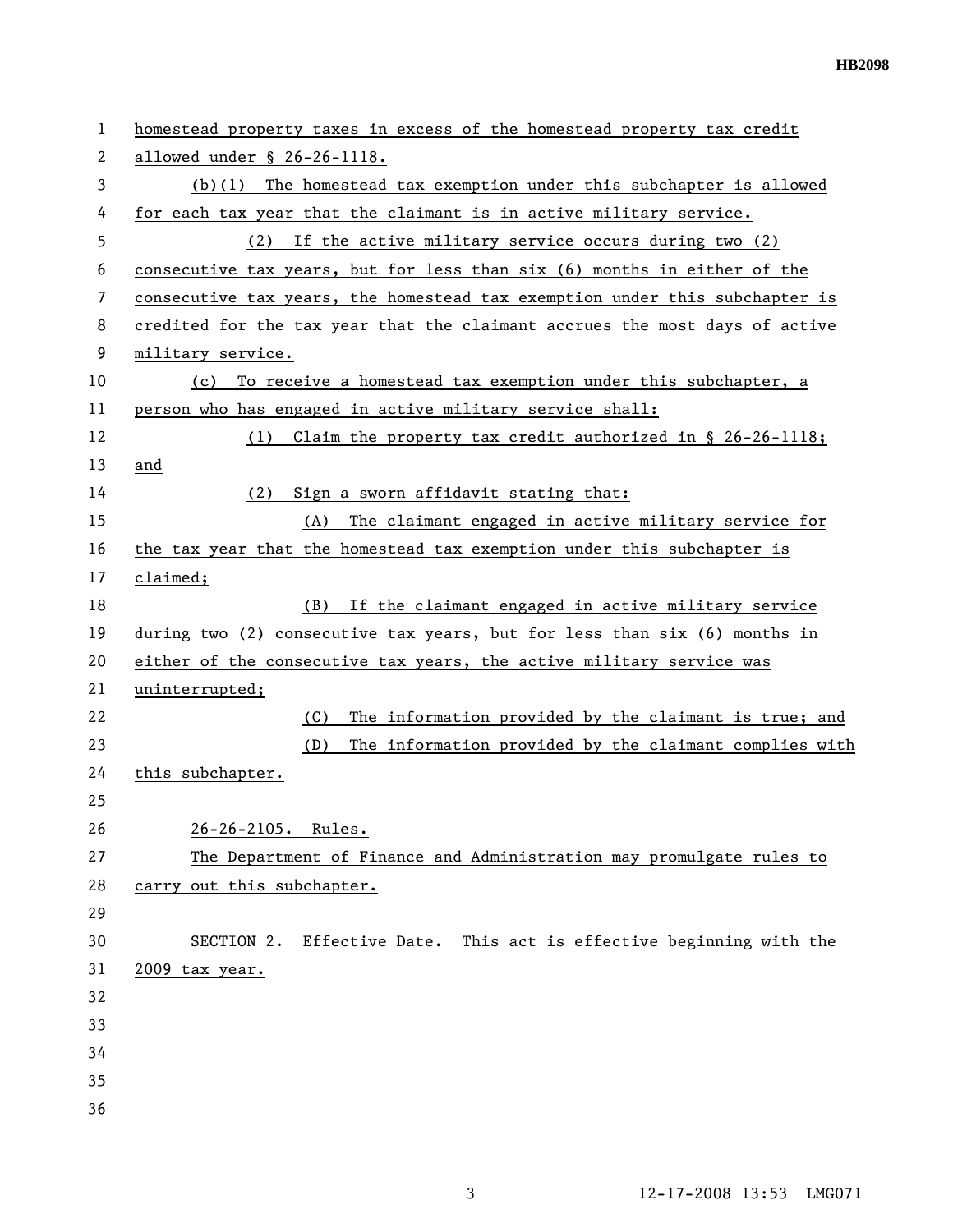homestead property taxes in excess of the homestead property tax credit allowed under § 26-26-1118.

(b)(1) The homestead tax exemption under this subchapter is allowed for each tax year that the claimant is in active military service.

(2) If the active military service occurs during two (2) consecutive tax years, but for less than six (6) months in either of the consecutive tax years, the homestead tax exemption under this subchapter is credited for the tax year that the claimant accrues the most days of active military service.

(c) To receive a homestead tax exemption under this subchapter, a person who has engaged in active military service shall:

(1) Claim the property tax credit authorized in § 26-26-1118; and

(2) Sign a sworn affidavit stating that:

(A) The claimant engaged in active military service for the tax year that the homestead tax exemption under this subchapter is claimed;

(B) If the claimant engaged in active military service during two (2) consecutive tax years, but for less than six (6) months in either of the consecutive tax years, the active military service was uninterrupted;

(C) The information provided by the claimant is true; and

(D) The information provided by the claimant complies with this subchapter.

26-26-2105. Rules.

The Department of Finance and Administration may promulgate rules to carry out this subchapter.

SECTION 2. Effective Date. This act is effective beginning with the 2009 tax year.